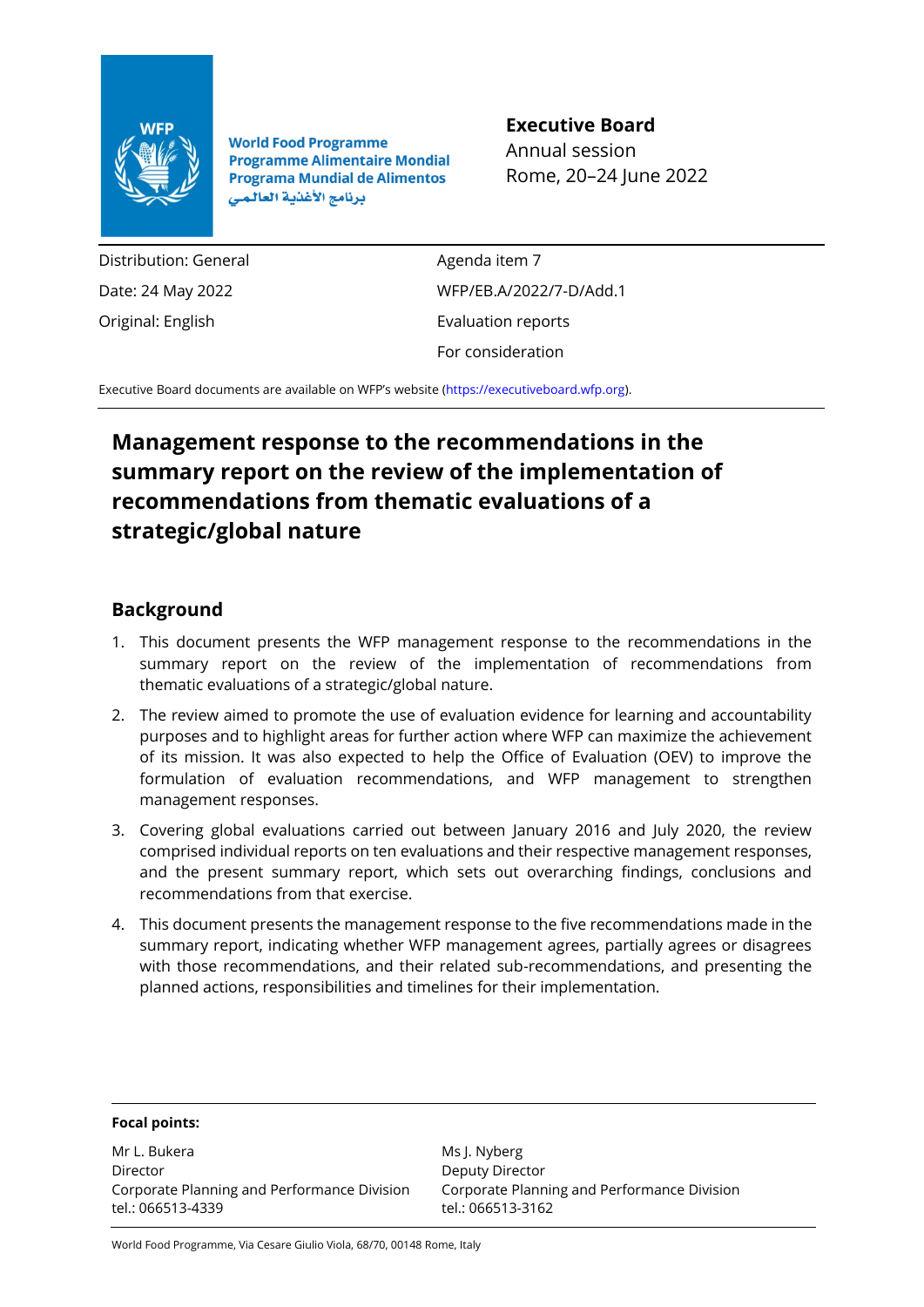World Food Programme
Programme Alimentaire Mondial
Programa Mundial de Alimentos
برنامج الأغذية العالمي

**Executive Board**
Annual session
Rome, 20–24 June 2022

| | |
|---|---|
| Distribution: General | Agenda item 7 |
| Date: 24 May 2022 | WFP/EB.A/2022/7-D/Add.1 |
| Original: English | Evaluation reports |
| | For consideration |

Executive Board documents are available on WFP's website (https://executiveboard.wfp.org).

# Management response to the recommendations in the summary report on the review of the implementation of recommendations from thematic evaluations of a strategic/global nature

## Background

1. This document presents the WFP management response to the recommendations in the summary report on the review of the implementation of recommendations from thematic evaluations of a strategic/global nature.
2. The review aimed to promote the use of evaluation evidence for learning and accountability purposes and to highlight areas for further action where WFP can maximize the achievement of its mission. It was also expected to help the Office of Evaluation (OEV) to improve the formulation of evaluation recommendations, and WFP management to strengthen management responses.
3. Covering global evaluations carried out between January 2016 and July 2020, the review comprised individual reports on ten evaluations and their respective management responses, and the present summary report, which sets out overarching findings, conclusions and recommendations from that exercise.
4. This document presents the management response to the five recommendations made in the summary report, indicating whether WFP management agrees, partially agrees or disagrees with those recommendations, and their related sub-recommendations, and presenting the planned actions, responsibilities and timelines for their implementation.

**Focal points:**

| | |
|---|---|
| Mr L. Bukera | Ms J. Nyberg |
| Director | Deputy Director |
| Corporate Planning and Performance Division | Corporate Planning and Performance Division |
| tel.: 066513-4339 | tel.: 066513-3162 |

World Food Programme, Via Cesare Giulio Viola, 68/70, 00148 Rome, Italy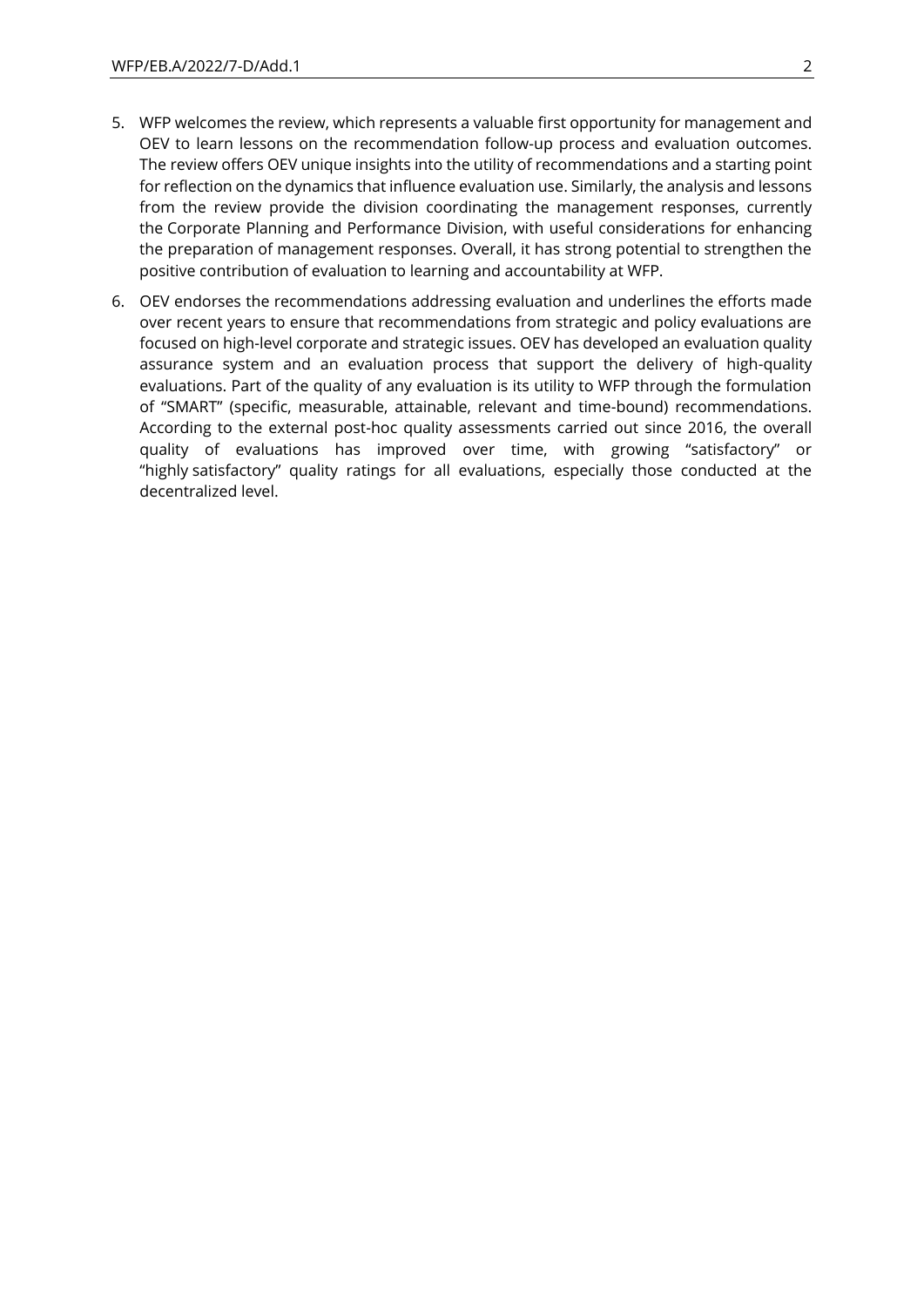5. WFP welcomes the review, which represents a valuable first opportunity for management and OEV to learn lessons on the recommendation follow-up process and evaluation outcomes. The review offers OEV unique insights into the utility of recommendations and a starting point for reflection on the dynamics that influence evaluation use. Similarly, the analysis and lessons from the review provide the division coordinating the management responses, currently the Corporate Planning and Performance Division, with useful considerations for enhancing the preparation of management responses. Overall, it has strong potential to strengthen the positive contribution of evaluation to learning and accountability at WFP.

6. OEV endorses the recommendations addressing evaluation and underlines the efforts made over recent years to ensure that recommendations from strategic and policy evaluations are focused on high-level corporate and strategic issues. OEV has developed an evaluation quality assurance system and an evaluation process that support the delivery of high-quality evaluations. Part of the quality of any evaluation is its utility to WFP through the formulation of "SMART" (specific, measurable, attainable, relevant and time-bound) recommendations. According to the external post-hoc quality assessments carried out since 2016, the overall quality of evaluations has improved over time, with growing "satisfactory" or "highly satisfactory" quality ratings for all evaluations, especially those conducted at the decentralized level.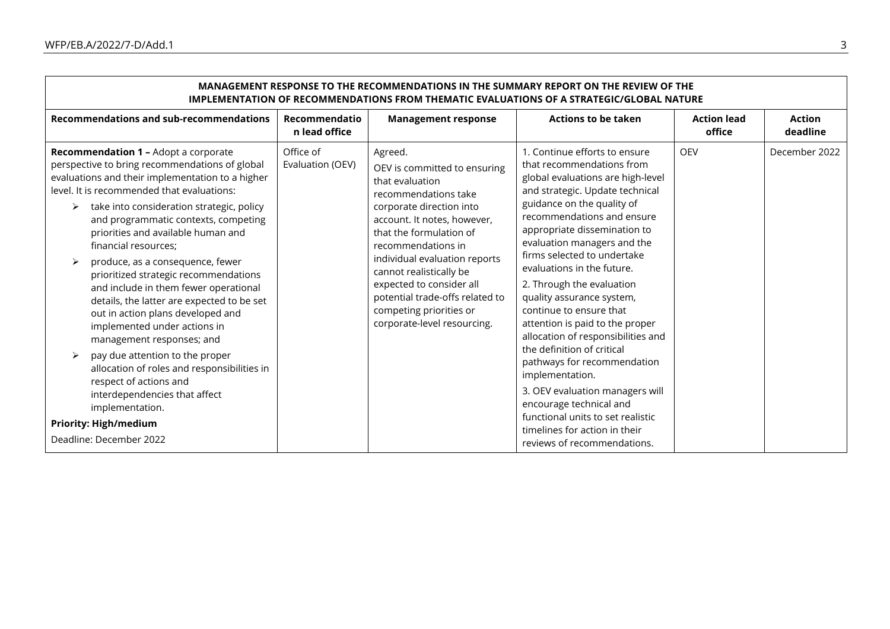| MANAGEMENT RESPONSE TO THE RECOMMENDATIONS IN THE SUMMARY REPORT ON THE REVIEW OF THE IMPLEMENTATION OF RECOMMENDATIONS FROM THEMATIC EVALUATIONS OF A STRATEGIC/GLOBAL NATURE | | | | | |
|---|---|---|---|---|---|
| **Recommendations and sub-recommendations** | **Recommendation lead office** | **Management response** | **Actions to be taken** | **Action lead office** | **Action deadline** |
| **Recommendation 1 –** Adopt a corporate perspective to bring recommendations of global evaluations and their implementation to a higher level. It is recommended that evaluations:<br>➢ take into consideration strategic, policy and programmatic contexts, competing priorities and available human and financial resources;<br>➢ produce, as a consequence, fewer prioritized strategic recommendations and include in them fewer operational details, the latter are expected to be set out in action plans developed and implemented under actions in management responses; and<br>➢ pay due attention to the proper allocation of roles and responsibilities in respect of actions and interdependencies that affect implementation.<br>**Priority: High/medium**<br>Deadline: December 2022 | Office of Evaluation (OEV) | Agreed.<br>OEV is committed to ensuring that evaluation recommendations take corporate direction into account. It notes, however, that the formulation of recommendations in individual evaluation reports cannot realistically be expected to consider all potential trade-offs related to competing priorities or corporate-level resourcing. | 1. Continue efforts to ensure that recommendations from global evaluations are high-level and strategic. Update technical guidance on the quality of recommendations and ensure appropriate dissemination to evaluation managers and the firms selected to undertake evaluations in the future.<br>2. Through the evaluation quality assurance system, continue to ensure that attention is paid to the proper allocation of responsibilities and the definition of critical pathways for recommendation implementation.<br>3. OEV evaluation managers will encourage technical and functional units to set realistic timelines for action in their reviews of recommendations. | OEV | December 2022 |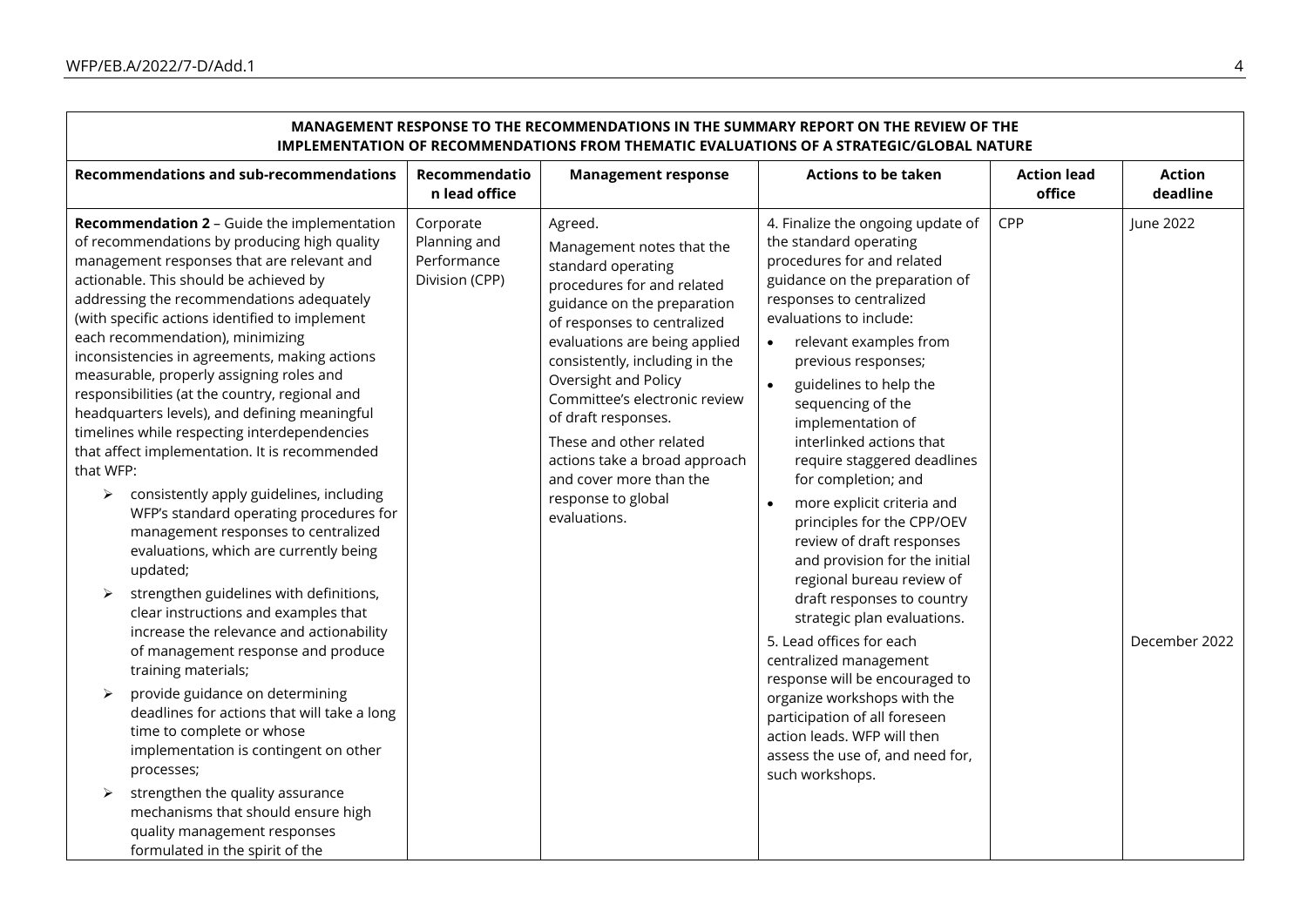| MANAGEMENT RESPONSE TO THE RECOMMENDATIONS IN THE SUMMARY REPORT ON THE REVIEW OF THE IMPLEMENTATION OF RECOMMENDATIONS FROM THEMATIC EVALUATIONS OF A STRATEGIC/GLOBAL NATURE | | | | | |
|---|---|---|---|---|---|
| **Recommendations and sub-recommendations** | **Recommendation lead office** | **Management response** | **Actions to be taken** | **Action lead office** | **Action deadline** |
| **Recommendation 2** – Guide the implementation of recommendations by producing high quality management responses that are relevant and actionable. This should be achieved by addressing the recommendations adequately (with specific actions identified to implement each recommendation), minimizing inconsistencies in agreements, making actions measurable, properly assigning roles and responsibilities (at the country, regional and headquarters levels), and defining meaningful timelines while respecting interdependencies that affect implementation. It is recommended that WFP:<br>➢ consistently apply guidelines, including WFP's standard operating procedures for management responses to centralized evaluations, which are currently being updated;<br>➢ strengthen guidelines with definitions, clear instructions and examples that increase the relevance and actionability of management response and produce training materials;<br>➢ provide guidance on determining deadlines for actions that will take a long time to complete or whose implementation is contingent on other processes;<br>➢ strengthen the quality assurance mechanisms that should ensure high quality management responses formulated in the spirit of the | Corporate Planning and Performance Division (CPP) | Agreed.<br>Management notes that the standard operating procedures for and related guidance on the preparation of responses to centralized evaluations are being applied consistently, including in the Oversight and Policy Committee's electronic review of draft responses.<br>These and other related actions take a broad approach and cover more than the response to global evaluations. | 4. Finalize the ongoing update of the standard operating procedures for and related guidance on the preparation of responses to centralized evaluations to include:<br>• relevant examples from previous responses;<br>• guidelines to help the sequencing of the implementation of interlinked actions that require staggered deadlines for completion; and<br>• more explicit criteria and principles for the CPP/OEV review of draft responses and provision for the initial regional bureau review of draft responses to country strategic plan evaluations.<br><br>5. Lead offices for each centralized management response will be encouraged to organize workshops with the participation of all foreseen action leads. WFP will then assess the use of, and need for, such workshops. | CPP | June 2022<br><br><br><br><br><br><br><br><br>December 2022 |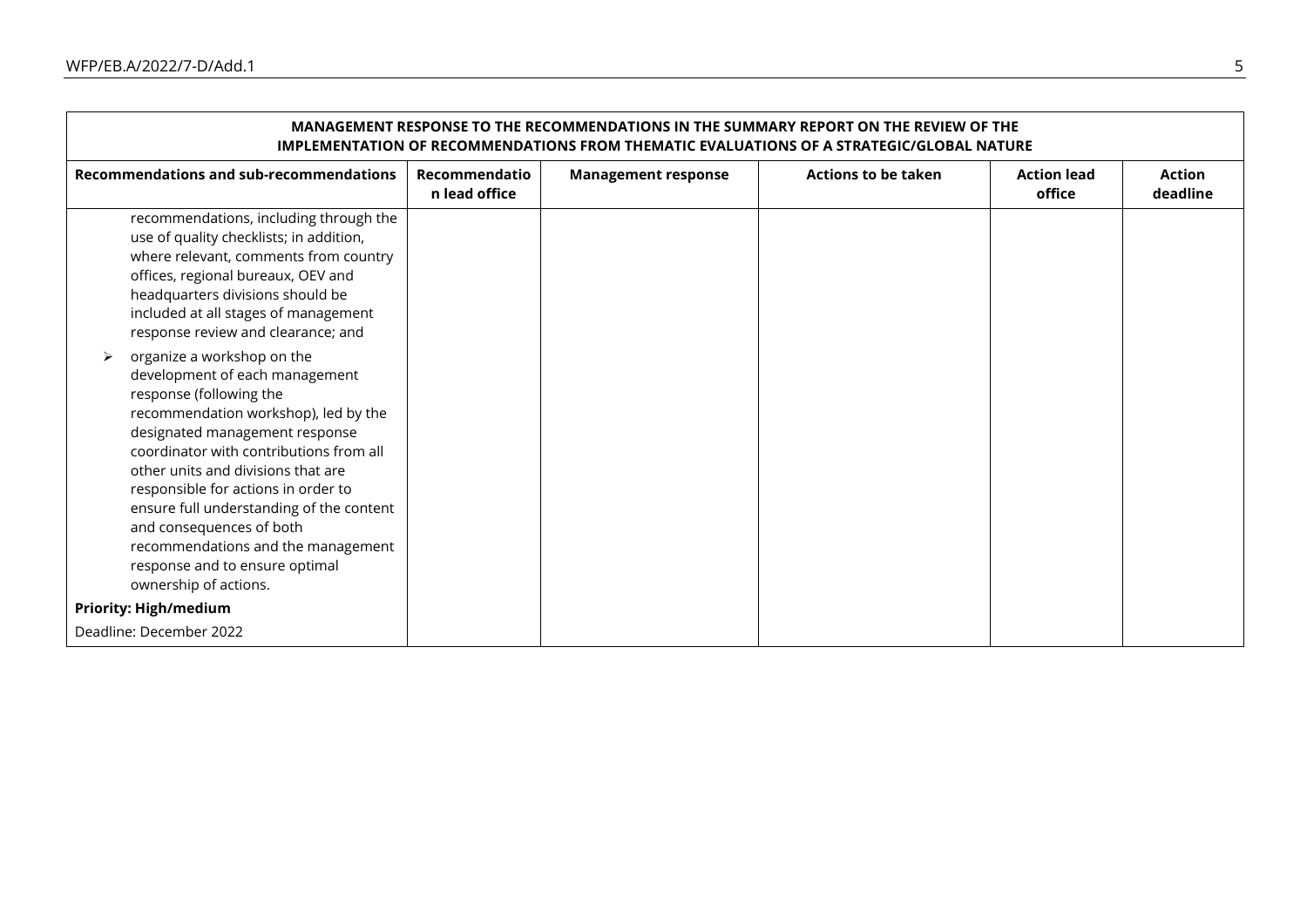| MANAGEMENT RESPONSE TO THE RECOMMENDATIONS IN THE SUMMARY REPORT ON THE REVIEW OF THE IMPLEMENTATION OF RECOMMENDATIONS FROM THEMATIC EVALUATIONS OF A STRATEGIC/GLOBAL NATURE | | | | | |
|---|---|---|---|---|---|
| **Recommendations and sub-recommendations** | **Recommendation lead office** | **Management response** | **Actions to be taken** | **Action lead office** | **Action deadline** |
| recommendations, including through the use of quality checklists; in addition, where relevant, comments from country offices, regional bureaux, OEV and headquarters divisions should be included at all stages of management response review and clearance; and<br><br>➢ organize a workshop on the development of each management response (following the recommendation workshop), led by the designated management response coordinator with contributions from all other units and divisions that are responsible for actions in order to ensure full understanding of the content and consequences of both recommendations and the management response and to ensure optimal ownership of actions.<br><br>**Priority: High/medium**<br><br>Deadline: December 2022 | | | | | |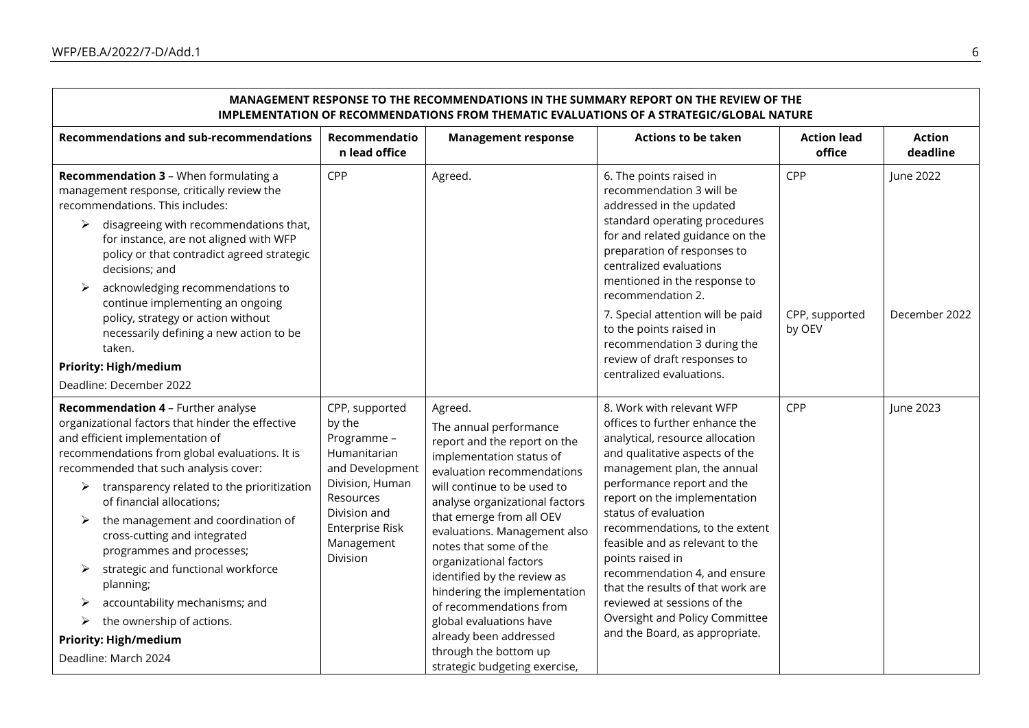| MANAGEMENT RESPONSE TO THE RECOMMENDATIONS IN THE SUMMARY REPORT ON THE REVIEW OF THE IMPLEMENTATION OF RECOMMENDATIONS FROM THEMATIC EVALUATIONS OF A STRATEGIC/GLOBAL NATURE | | | | | |
|---|---|---|---|---|---|
| **Recommendations and sub-recommendations** | **Recommendation lead office** | **Management response** | **Actions to be taken** | **Action lead office** | **Action deadline** |
| **Recommendation 3** – When formulating a management response, critically review the recommendations. This includes:<br>➢ disagreeing with recommendations that, for instance, are not aligned with WFP policy or that contradict agreed strategic decisions; and<br>➢ acknowledging recommendations to continue implementing an ongoing policy, strategy or action without necessarily defining a new action to be taken.<br>**Priority: High/medium**<br>Deadline: December 2022 | CPP | Agreed. | 6. The points raised in recommendation 3 will be addressed in the updated standard operating procedures for and related guidance on the preparation of responses to centralized evaluations mentioned in the response to recommendation 2.<br>7. Special attention will be paid to the points raised in recommendation 3 during the review of draft responses to centralized evaluations. | CPP<br><br>CPP, supported by OEV | June 2022<br><br>December 2022 |
| **Recommendation 4** – Further analyse organizational factors that hinder the effective and efficient implementation of recommendations from global evaluations. It is recommended that such analysis cover:<br>➢ transparency related to the prioritization of financial allocations;<br>➢ the management and coordination of cross-cutting and integrated programmes and processes;<br>➢ strategic and functional workforce planning;<br>➢ accountability mechanisms; and<br>➢ the ownership of actions.<br>**Priority: High/medium**<br>Deadline: March 2024 | CPP, supported by the Programme – Humanitarian and Development Division, Human Resources Division and Enterprise Risk Management Division | Agreed.<br>The annual performance report and the report on the implementation status of evaluation recommendations will continue to be used to analyse organizational factors that emerge from all OEV evaluations. Management also notes that some of the organizational factors identified by the review as hindering the implementation of recommendations from global evaluations have already been addressed through the bottom up strategic budgeting exercise, | 8. Work with relevant WFP offices to further enhance the analytical, resource allocation and qualitative aspects of the management plan, the annual performance report and the report on the implementation status of evaluation recommendations, to the extent feasible and as relevant to the points raised in recommendation 4, and ensure that the results of that work are reviewed at sessions of the Oversight and Policy Committee and the Board, as appropriate. | CPP | June 2023 |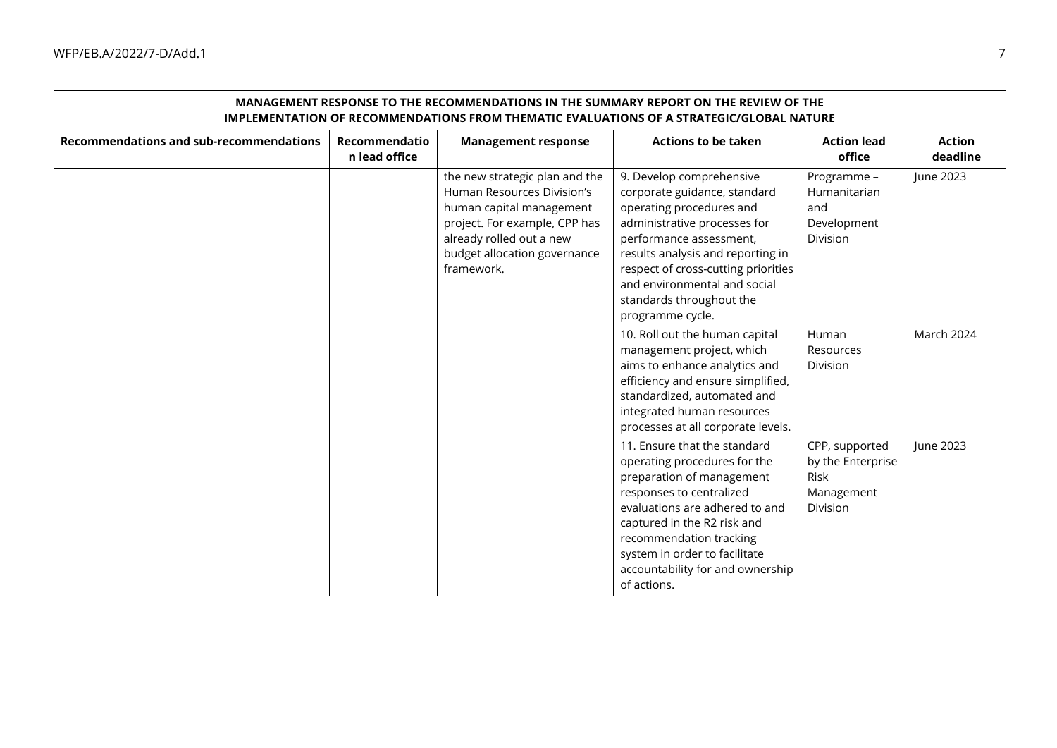| MANAGEMENT RESPONSE TO THE RECOMMENDATIONS IN THE SUMMARY REPORT ON THE REVIEW OF THE IMPLEMENTATION OF RECOMMENDATIONS FROM THEMATIC EVALUATIONS OF A STRATEGIC/GLOBAL NATURE | | | | | |
|---|---|---|---|---|---|
| **Recommendations and sub-recommendations** | **Recommendation lead office** | **Management response** | **Actions to be taken** | **Action lead office** | **Action deadline** |
| | | the new strategic plan and the Human Resources Division's human capital management project. For example, CPP has already rolled out a new budget allocation governance framework. | 9. Develop comprehensive corporate guidance, standard operating procedures and administrative processes for performance assessment, results analysis and reporting in respect of cross-cutting priorities and environmental and social standards throughout the programme cycle. | Programme – Humanitarian and Development Division | June 2023 |
| | | | 10. Roll out the human capital management project, which aims to enhance analytics and efficiency and ensure simplified, standardized, automated and integrated human resources processes at all corporate levels. | Human Resources Division | March 2024 |
| | | | 11. Ensure that the standard operating procedures for the preparation of management responses to centralized evaluations are adhered to and captured in the R2 risk and recommendation tracking system in order to facilitate accountability for and ownership of actions. | CPP, supported by the Enterprise Risk Management Division | June 2023 |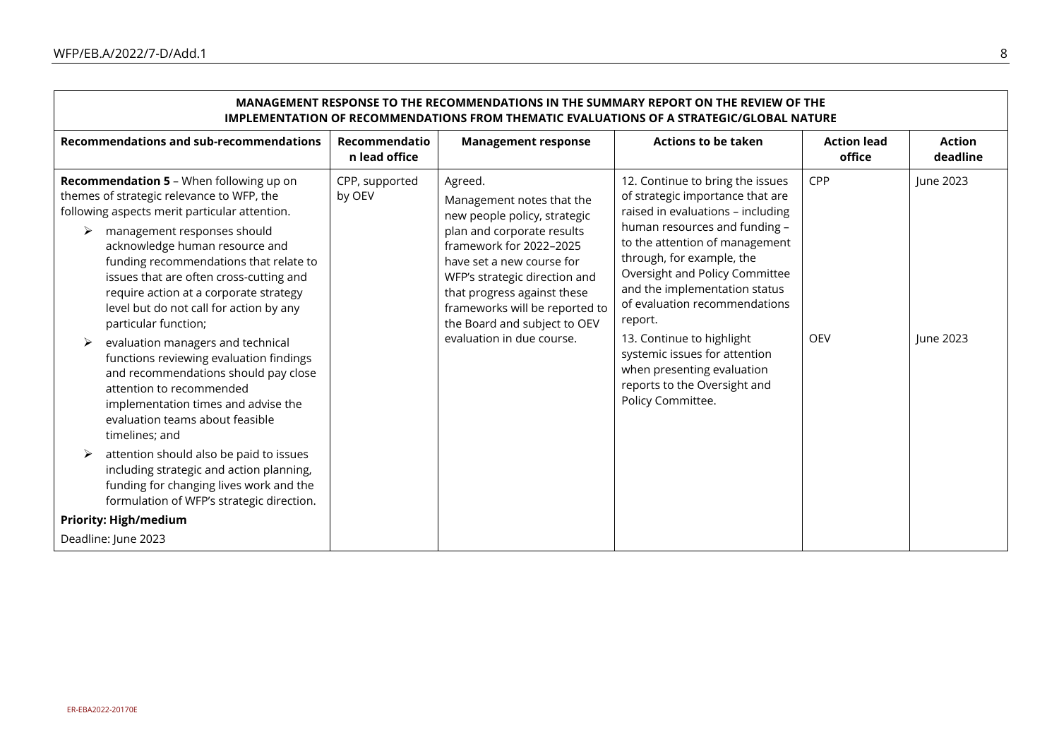| MANAGEMENT RESPONSE TO THE RECOMMENDATIONS IN THE SUMMARY REPORT ON THE REVIEW OF THE IMPLEMENTATION OF RECOMMENDATIONS FROM THEMATIC EVALUATIONS OF A STRATEGIC/GLOBAL NATURE | | | | | |
|---|---|---|---|---|---|
| **Recommendations and sub-recommendations** | **Recommendation lead office** | **Management response** | **Actions to be taken** | **Action lead office** | **Action deadline** |
| **Recommendation 5** – When following up on themes of strategic relevance to WFP, the following aspects merit particular attention.<br>➢ management responses should acknowledge human resource and funding recommendations that relate to issues that are often cross-cutting and require action at a corporate strategy level but do not call for action by any particular function;<br>➢ evaluation managers and technical functions reviewing evaluation findings and recommendations should pay close attention to recommended implementation times and advise the evaluation teams about feasible timelines; and<br>➢ attention should also be paid to issues including strategic and action planning, funding for changing lives work and the formulation of WFP's strategic direction.<br>**Priority: High/medium**<br>Deadline: June 2023 | CPP, supported by OEV | Agreed.<br>Management notes that the new people policy, strategic plan and corporate results framework for 2022–2025 have set a new course for WFP's strategic direction and that progress against these frameworks will be reported to the Board and subject to OEV evaluation in due course. | 12. Continue to bring the issues of strategic importance that are raised in evaluations – including human resources and funding – to the attention of management through, for example, the Oversight and Policy Committee and the implementation status of evaluation recommendations report.<br>13. Continue to highlight systemic issues for attention when presenting evaluation reports to the Oversight and Policy Committee. | CPP<br>OEV | June 2023<br>June 2023 |